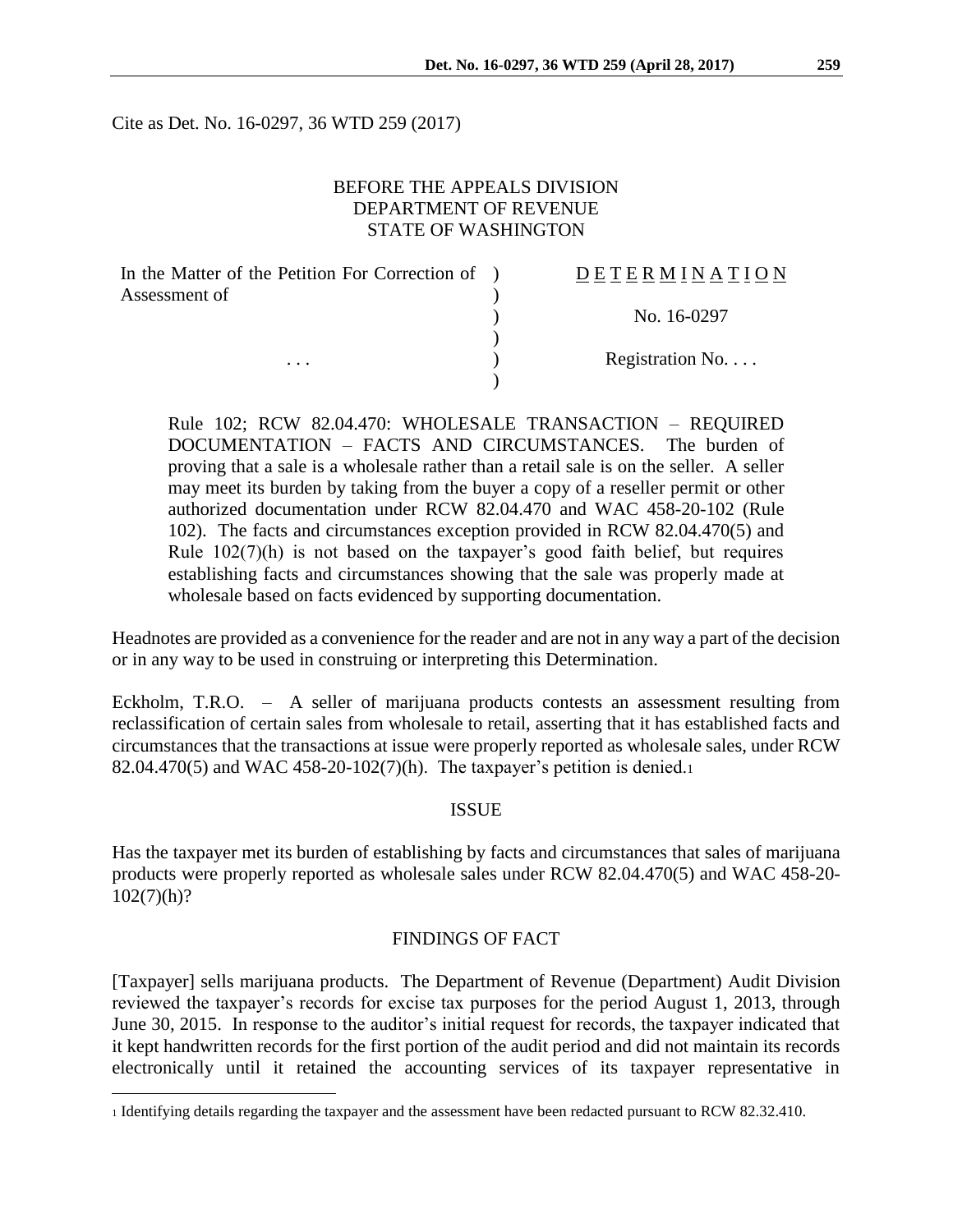Cite as Det. No. 16-0297, 36 WTD 259 (2017)

BEFORE THE APPEALS DIVISION
DEPARTMENT OF REVENUE
STATE OF WASHINGTON

| In the Matter of the Petition For Correction of Assessment of | D E T E R M I N A T I O N |
|---|---|
| | No. 16-0297 |
| . . . | Registration No. . . . |

Rule 102; RCW 82.04.470: WHOLESALE TRANSACTION – REQUIRED DOCUMENTATION – FACTS AND CIRCUMSTANCES. The burden of proving that a sale is a wholesale rather than a retail sale is on the seller. A seller may meet its burden by taking from the buyer a copy of a reseller permit or other authorized documentation under RCW 82.04.470 and WAC 458-20-102 (Rule 102). The facts and circumstances exception provided in RCW 82.04.470(5) and Rule 102(7)(h) is not based on the taxpayer's good faith belief, but requires establishing facts and circumstances showing that the sale was properly made at wholesale based on facts evidenced by supporting documentation.

Headnotes are provided as a convenience for the reader and are not in any way a part of the decision or in any way to be used in construing or interpreting this Determination.

Eckholm, T.R.O. – A seller of marijuana products contests an assessment resulting from reclassification of certain sales from wholesale to retail, asserting that it has established facts and circumstances that the transactions at issue were properly reported as wholesale sales, under RCW 82.04.470(5) and WAC 458-20-102(7)(h). The taxpayer's petition is denied.[1]

## ISSUE

Has the taxpayer met its burden of establishing by facts and circumstances that sales of marijuana products were properly reported as wholesale sales under RCW 82.04.470(5) and WAC 458-20-102(7)(h)?

## FINDINGS OF FACT

[Taxpayer] sells marijuana products. The Department of Revenue (Department) Audit Division reviewed the taxpayer's records for excise tax purposes for the period August 1, 2013, through June 30, 2015. In response to the auditor's initial request for records, the taxpayer indicated that it kept handwritten records for the first portion of the audit period and did not maintain its records electronically until it retained the accounting services of its taxpayer representative in

[1] Identifying details regarding the taxpayer and the assessment have been redacted pursuant to RCW 82.32.410.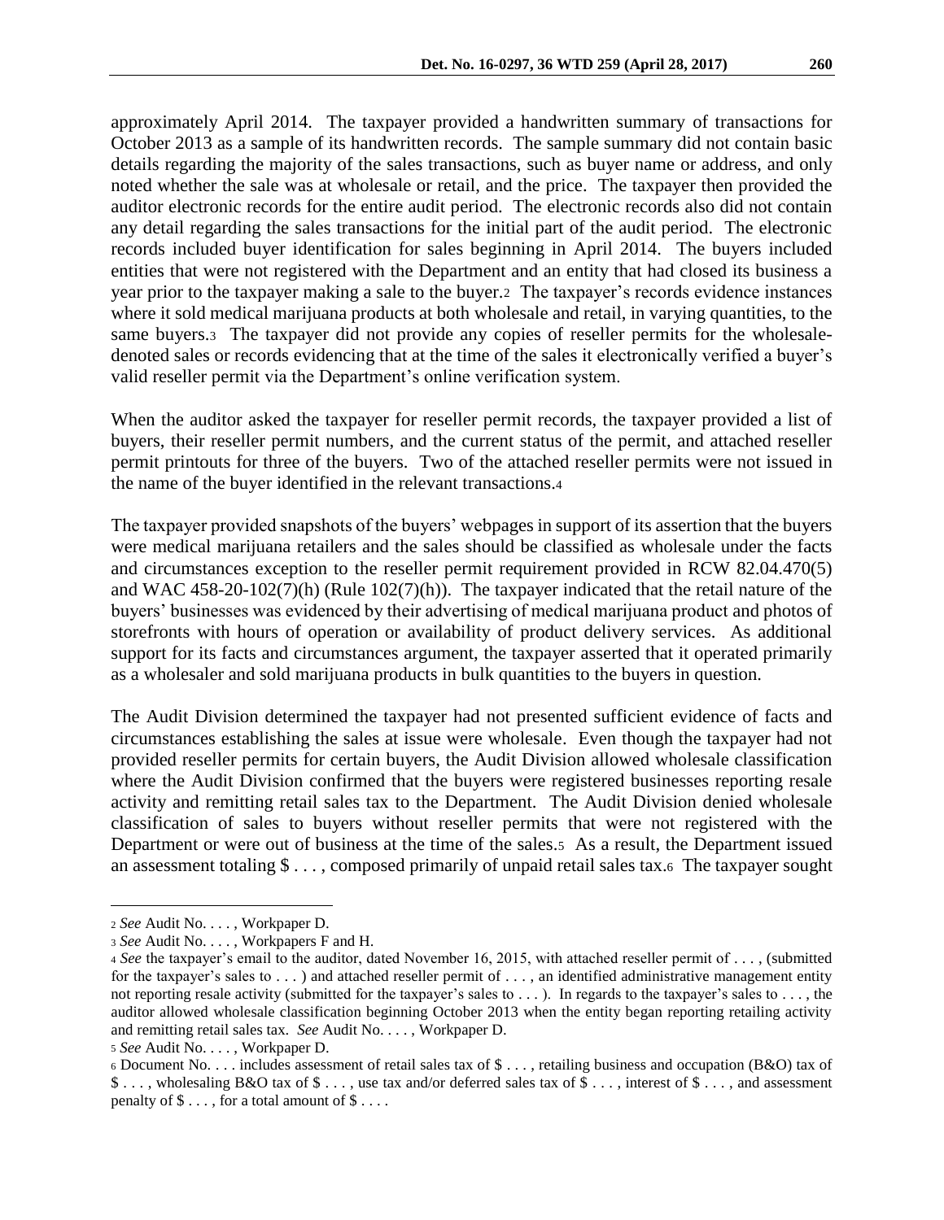approximately April 2014. The taxpayer provided a handwritten summary of transactions for October 2013 as a sample of its handwritten records. The sample summary did not contain basic details regarding the majority of the sales transactions, such as buyer name or address, and only noted whether the sale was at wholesale or retail, and the price. The taxpayer then provided the auditor electronic records for the entire audit period. The electronic records also did not contain any detail regarding the sales transactions for the initial part of the audit period. The electronic records included buyer identification for sales beginning in April 2014. The buyers included entities that were not registered with the Department and an entity that had closed its business a year prior to the taxpayer making a sale to the buyer.[2] The taxpayer's records evidence instances where it sold medical marijuana products at both wholesale and retail, in varying quantities, to the same buyers.[3] The taxpayer did not provide any copies of reseller permits for the wholesale-denoted sales or records evidencing that at the time of the sales it electronically verified a buyer's valid reseller permit via the Department's online verification system.

When the auditor asked the taxpayer for reseller permit records, the taxpayer provided a list of buyers, their reseller permit numbers, and the current status of the permit, and attached reseller permit printouts for three of the buyers. Two of the attached reseller permits were not issued in the name of the buyer identified in the relevant transactions.[4]

The taxpayer provided snapshots of the buyers' webpages in support of its assertion that the buyers were medical marijuana retailers and the sales should be classified as wholesale under the facts and circumstances exception to the reseller permit requirement provided in RCW 82.04.470(5) and WAC 458-20-102(7)(h) (Rule 102(7)(h)). The taxpayer indicated that the retail nature of the buyers' businesses was evidenced by their advertising of medical marijuana product and photos of storefronts with hours of operation or availability of product delivery services. As additional support for its facts and circumstances argument, the taxpayer asserted that it operated primarily as a wholesaler and sold marijuana products in bulk quantities to the buyers in question.

The Audit Division determined the taxpayer had not presented sufficient evidence of facts and circumstances establishing the sales at issue were wholesale. Even though the taxpayer had not provided reseller permits for certain buyers, the Audit Division allowed wholesale classification where the Audit Division confirmed that the buyers were registered businesses reporting resale activity and remitting retail sales tax to the Department. The Audit Division denied wholesale classification of sales to buyers without reseller permits that were not registered with the Department or were out of business at the time of the sales.[5] As a result, the Department issued an assessment totaling $ . . . , composed primarily of unpaid retail sales tax.[6] The taxpayer sought

---

[2] *See* Audit No. . . . , Workpaper D.

[3] *See* Audit No. . . . , Workpapers F and H.

[4] *See* the taxpayer's email to the auditor, dated November 16, 2015, with attached reseller permit of . . . , (submitted for the taxpayer's sales to . . . ) and attached reseller permit of . . . , an identified administrative management entity not reporting resale activity (submitted for the taxpayer's sales to . . . ). In regards to the taxpayer's sales to . . . , the auditor allowed wholesale classification beginning October 2013 when the entity began reporting retailing activity and remitting retail sales tax. *See* Audit No. . . . , Workpaper D.

[5] *See* Audit No. . . . , Workpaper D.

[6] Document No. . . . includes assessment of retail sales tax of $ . . . , retailing business and occupation (B&O) tax of $ . . . , wholesaling B&O tax of $ . . . , use tax and/or deferred sales tax of $ . . . , interest of $ . . . , and assessment penalty of $ . . . , for a total amount of $ . . . .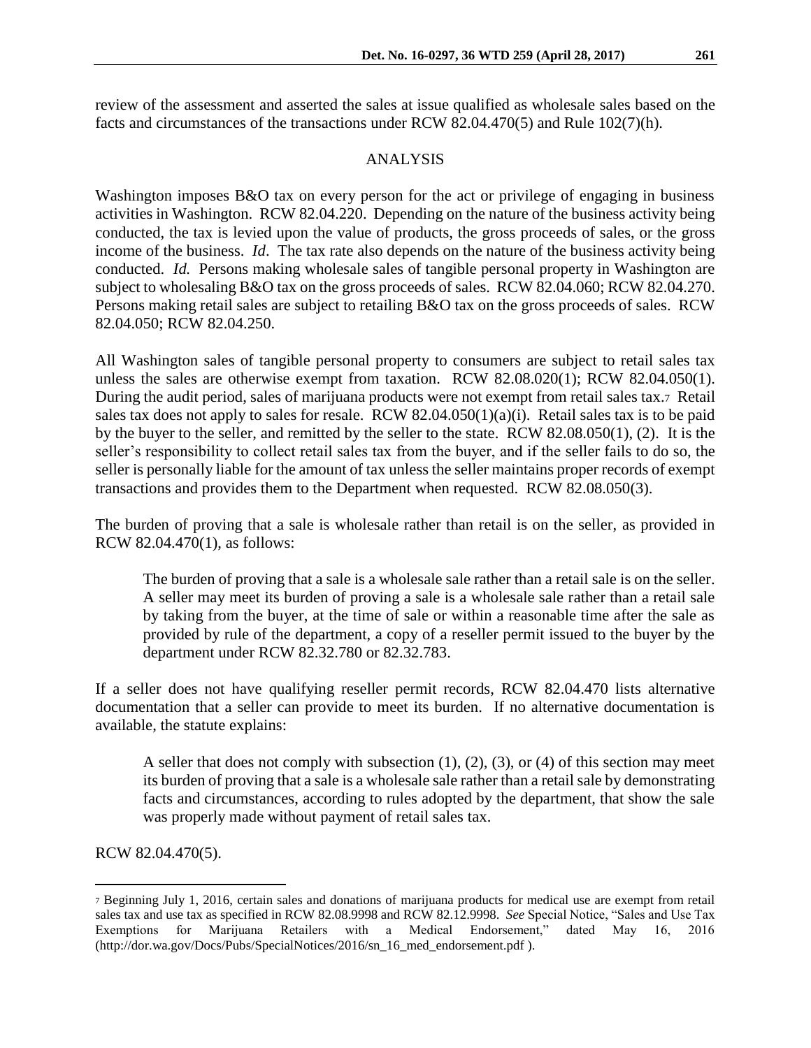review of the assessment and asserted the sales at issue qualified as wholesale sales based on the facts and circumstances of the transactions under RCW 82.04.470(5) and Rule 102(7)(h).

## ANALYSIS

Washington imposes B&O tax on every person for the act or privilege of engaging in business activities in Washington. RCW 82.04.220. Depending on the nature of the business activity being conducted, the tax is levied upon the value of products, the gross proceeds of sales, or the gross income of the business. *Id*. The tax rate also depends on the nature of the business activity being conducted. *Id.* Persons making wholesale sales of tangible personal property in Washington are subject to wholesaling B&O tax on the gross proceeds of sales. RCW 82.04.060; RCW 82.04.270. Persons making retail sales are subject to retailing B&O tax on the gross proceeds of sales. RCW 82.04.050; RCW 82.04.250.

All Washington sales of tangible personal property to consumers are subject to retail sales tax unless the sales are otherwise exempt from taxation. RCW 82.08.020(1); RCW 82.04.050(1). During the audit period, sales of marijuana products were not exempt from retail sales tax.[7] Retail sales tax does not apply to sales for resale. RCW 82.04.050(1)(a)(i). Retail sales tax is to be paid by the buyer to the seller, and remitted by the seller to the state. RCW 82.08.050(1), (2). It is the seller's responsibility to collect retail sales tax from the buyer, and if the seller fails to do so, the seller is personally liable for the amount of tax unless the seller maintains proper records of exempt transactions and provides them to the Department when requested. RCW 82.08.050(3).

The burden of proving that a sale is wholesale rather than retail is on the seller, as provided in RCW 82.04.470(1), as follows:

> The burden of proving that a sale is a wholesale sale rather than a retail sale is on the seller. A seller may meet its burden of proving a sale is a wholesale sale rather than a retail sale by taking from the buyer, at the time of sale or within a reasonable time after the sale as provided by rule of the department, a copy of a reseller permit issued to the buyer by the department under RCW 82.32.780 or 82.32.783.

If a seller does not have qualifying reseller permit records, RCW 82.04.470 lists alternative documentation that a seller can provide to meet its burden. If no alternative documentation is available, the statute explains:

> A seller that does not comply with subsection (1), (2), (3), or (4) of this section may meet its burden of proving that a sale is a wholesale sale rather than a retail sale by demonstrating facts and circumstances, according to rules adopted by the department, that show the sale was properly made without payment of retail sales tax.

RCW 82.04.470(5).

---

[7] Beginning July 1, 2016, certain sales and donations of marijuana products for medical use are exempt from retail sales tax and use tax as specified in RCW 82.08.9998 and RCW 82.12.9998. *See* Special Notice, "Sales and Use Tax Exemptions for Marijuana Retailers with a Medical Endorsement," dated May 16, 2016 (http://dor.wa.gov/Docs/Pubs/SpecialNotices/2016/sn_16_med_endorsement.pdf ).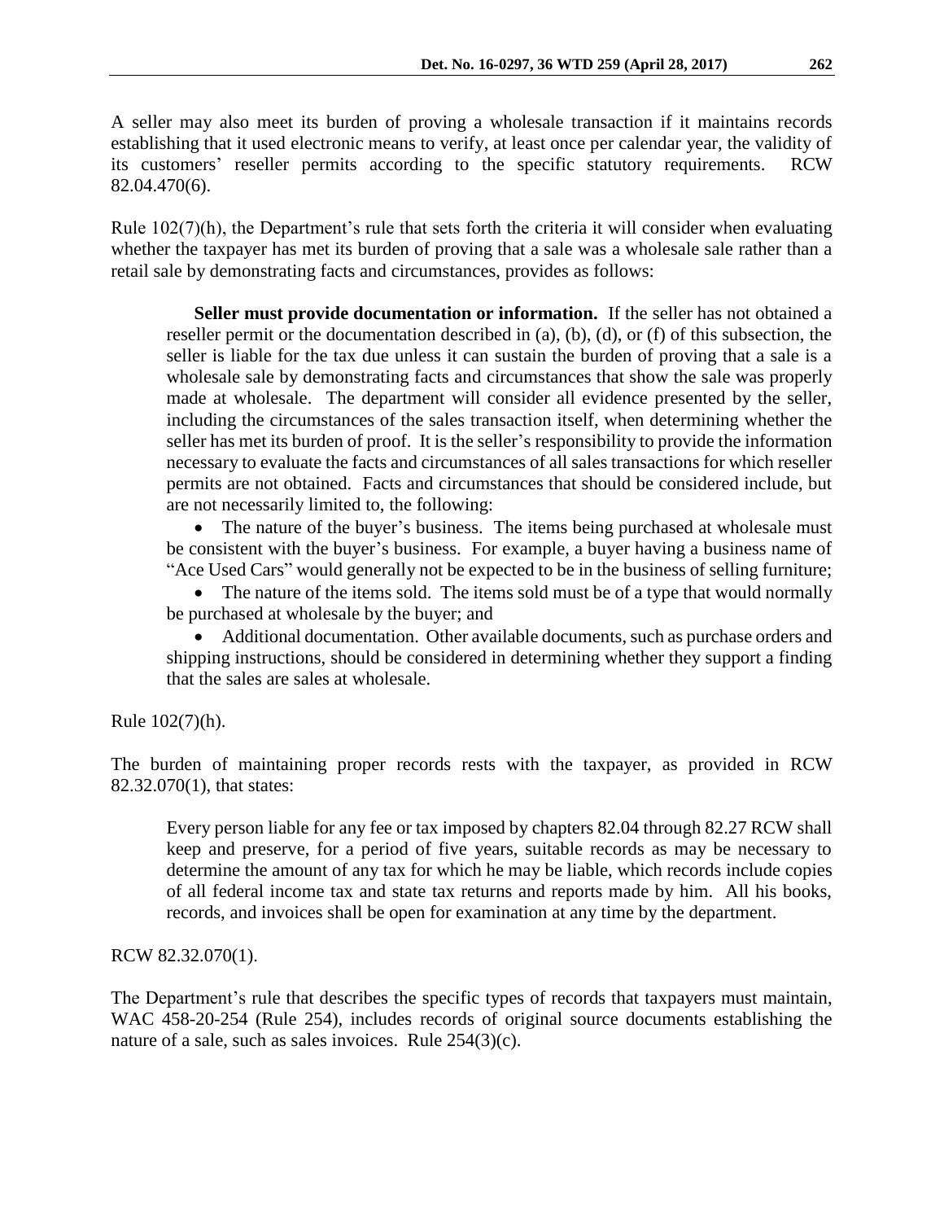A seller may also meet its burden of proving a wholesale transaction if it maintains records establishing that it used electronic means to verify, at least once per calendar year, the validity of its customers' reseller permits according to the specific statutory requirements. RCW 82.04.470(6).

Rule 102(7)(h), the Department's rule that sets forth the criteria it will consider when evaluating whether the taxpayer has met its burden of proving that a sale was a wholesale sale rather than a retail sale by demonstrating facts and circumstances, provides as follows:

> **Seller must provide documentation or information.** If the seller has not obtained a reseller permit or the documentation described in (a), (b), (d), or (f) of this subsection, the seller is liable for the tax due unless it can sustain the burden of proving that a sale is a wholesale sale by demonstrating facts and circumstances that show the sale was properly made at wholesale. The department will consider all evidence presented by the seller, including the circumstances of the sales transaction itself, when determining whether the seller has met its burden of proof. It is the seller's responsibility to provide the information necessary to evaluate the facts and circumstances of all sales transactions for which reseller permits are not obtained. Facts and circumstances that should be considered include, but are not necessarily limited to, the following:
>
> - The nature of the buyer's business. The items being purchased at wholesale must be consistent with the buyer's business. For example, a buyer having a business name of "Ace Used Cars" would generally not be expected to be in the business of selling furniture;
> - The nature of the items sold. The items sold must be of a type that would normally be purchased at wholesale by the buyer; and
> - Additional documentation. Other available documents, such as purchase orders and shipping instructions, should be considered in determining whether they support a finding that the sales are sales at wholesale.

Rule 102(7)(h).

The burden of maintaining proper records rests with the taxpayer, as provided in RCW 82.32.070(1), that states:

> Every person liable for any fee or tax imposed by chapters 82.04 through 82.27 RCW shall keep and preserve, for a period of five years, suitable records as may be necessary to determine the amount of any tax for which he may be liable, which records include copies of all federal income tax and state tax returns and reports made by him. All his books, records, and invoices shall be open for examination at any time by the department.

RCW 82.32.070(1).

The Department's rule that describes the specific types of records that taxpayers must maintain, WAC 458-20-254 (Rule 254), includes records of original source documents establishing the nature of a sale, such as sales invoices. Rule 254(3)(c).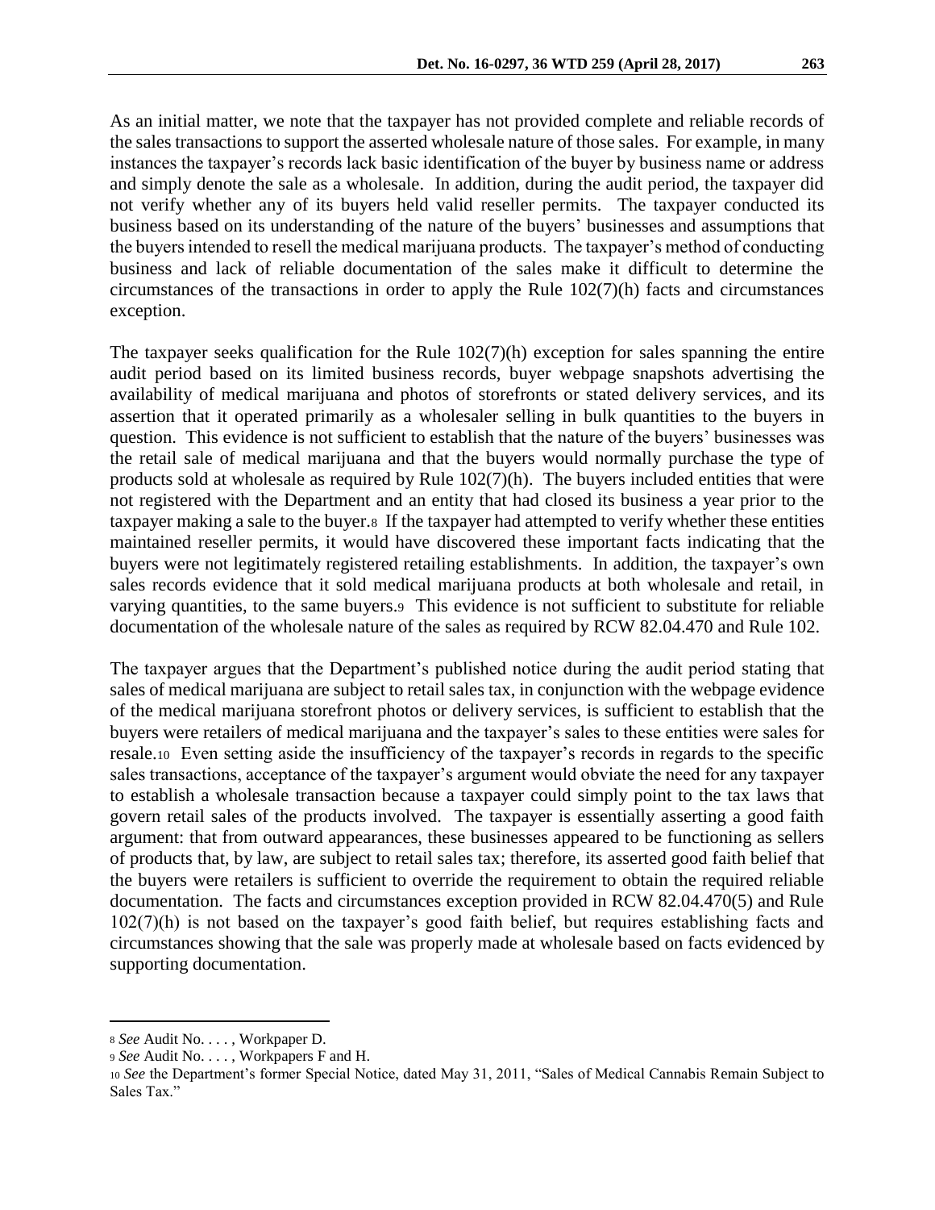As an initial matter, we note that the taxpayer has not provided complete and reliable records of the sales transactions to support the asserted wholesale nature of those sales. For example, in many instances the taxpayer's records lack basic identification of the buyer by business name or address and simply denote the sale as a wholesale. In addition, during the audit period, the taxpayer did not verify whether any of its buyers held valid reseller permits. The taxpayer conducted its business based on its understanding of the nature of the buyers' businesses and assumptions that the buyers intended to resell the medical marijuana products. The taxpayer's method of conducting business and lack of reliable documentation of the sales make it difficult to determine the circumstances of the transactions in order to apply the Rule 102(7)(h) facts and circumstances exception.

The taxpayer seeks qualification for the Rule 102(7)(h) exception for sales spanning the entire audit period based on its limited business records, buyer webpage snapshots advertising the availability of medical marijuana and photos of storefronts or stated delivery services, and its assertion that it operated primarily as a wholesaler selling in bulk quantities to the buyers in question. This evidence is not sufficient to establish that the nature of the buyers' businesses was the retail sale of medical marijuana and that the buyers would normally purchase the type of products sold at wholesale as required by Rule 102(7)(h). The buyers included entities that were not registered with the Department and an entity that had closed its business a year prior to the taxpayer making a sale to the buyer.[8] If the taxpayer had attempted to verify whether these entities maintained reseller permits, it would have discovered these important facts indicating that the buyers were not legitimately registered retailing establishments. In addition, the taxpayer's own sales records evidence that it sold medical marijuana products at both wholesale and retail, in varying quantities, to the same buyers.[9] This evidence is not sufficient to substitute for reliable documentation of the wholesale nature of the sales as required by RCW 82.04.470 and Rule 102.

The taxpayer argues that the Department's published notice during the audit period stating that sales of medical marijuana are subject to retail sales tax, in conjunction with the webpage evidence of the medical marijuana storefront photos or delivery services, is sufficient to establish that the buyers were retailers of medical marijuana and the taxpayer's sales to these entities were sales for resale.[10] Even setting aside the insufficiency of the taxpayer's records in regards to the specific sales transactions, acceptance of the taxpayer's argument would obviate the need for any taxpayer to establish a wholesale transaction because a taxpayer could simply point to the tax laws that govern retail sales of the products involved. The taxpayer is essentially asserting a good faith argument: that from outward appearances, these businesses appeared to be functioning as sellers of products that, by law, are subject to retail sales tax; therefore, its asserted good faith belief that the buyers were retailers is sufficient to override the requirement to obtain the required reliable documentation. The facts and circumstances exception provided in RCW 82.04.470(5) and Rule 102(7)(h) is not based on the taxpayer's good faith belief, but requires establishing facts and circumstances showing that the sale was properly made at wholesale based on facts evidenced by supporting documentation.

---

[8] *See* Audit No. . . . , Workpaper D.

[9] *See* Audit No. . . . , Workpapers F and H.

[10] *See* the Department's former Special Notice, dated May 31, 2011, "Sales of Medical Cannabis Remain Subject to Sales Tax."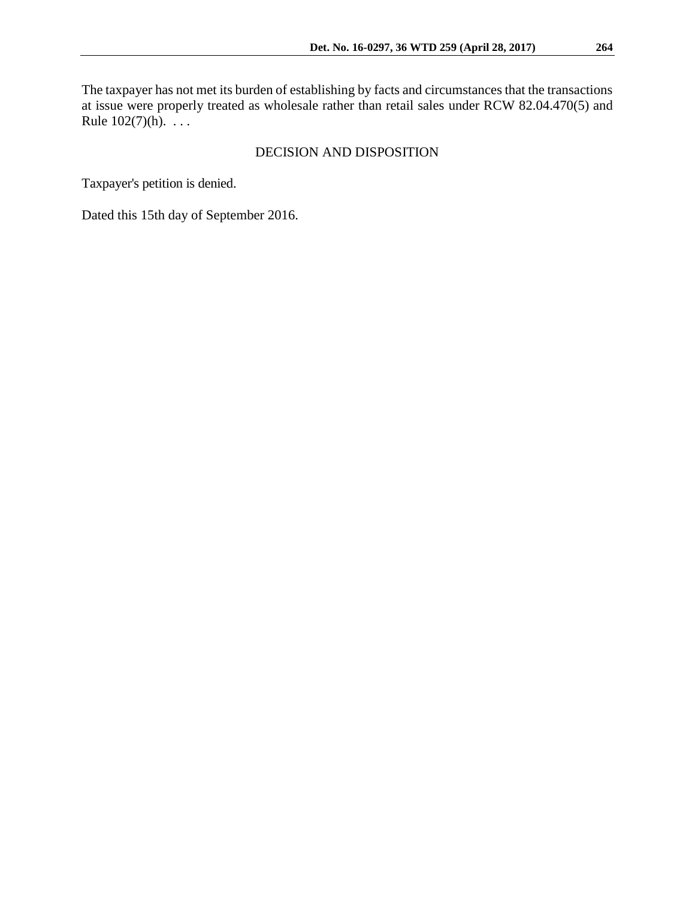The taxpayer has not met its burden of establishing by facts and circumstances that the transactions at issue were properly treated as wholesale rather than retail sales under RCW 82.04.470(5) and Rule 102(7)(h). . . .

## DECISION AND DISPOSITION

Taxpayer's petition is denied.

Dated this 15th day of September 2016.